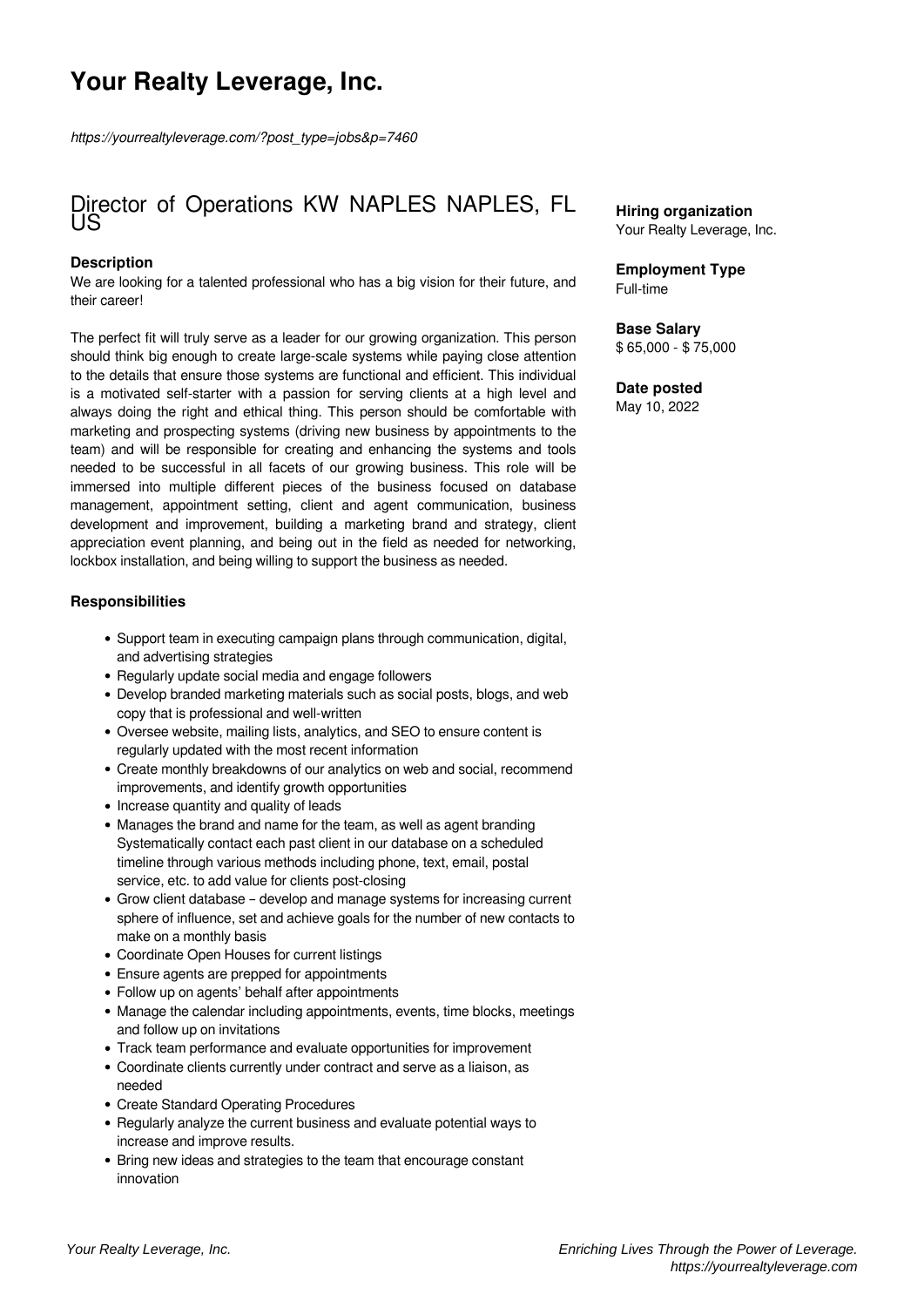# Your Realty Leverage, Inc.

*https://yourrealtyleverage.com/?post_type=jobs&p=7460*

## Director of Operations KW NAPLES NAPLES, FL US

**Hiring organization**
Your Realty Leverage, Inc.

**Employment Type**
Full-time

**Base Salary**
$ 65,000 - $ 75,000

**Date posted**
May 10, 2022

### Description

We are looking for a talented professional who has a big vision for their future, and their career!

The perfect fit will truly serve as a leader for our growing organization. This person should think big enough to create large-scale systems while paying close attention to the details that ensure those systems are functional and efficient. This individual is a motivated self-starter with a passion for serving clients at a high level and always doing the right and ethical thing. This person should be comfortable with marketing and prospecting systems (driving new business by appointments to the team) and will be responsible for creating and enhancing the systems and tools needed to be successful in all facets of our growing business. This role will be immersed into multiple different pieces of the business focused on database management, appointment setting, client and agent communication, business development and improvement, building a marketing brand and strategy, client appreciation event planning, and being out in the field as needed for networking, lockbox installation, and being willing to support the business as needed.

### Responsibilities

- Support team in executing campaign plans through communication, digital, and advertising strategies
- Regularly update social media and engage followers
- Develop branded marketing materials such as social posts, blogs, and web copy that is professional and well-written
- Oversee website, mailing lists, analytics, and SEO to ensure content is regularly updated with the most recent information
- Create monthly breakdowns of our analytics on web and social, recommend improvements, and identify growth opportunities
- Increase quantity and quality of leads
- Manages the brand and name for the team, as well as agent branding Systematically contact each past client in our database on a scheduled timeline through various methods including phone, text, email, postal service, etc. to add value for clients post-closing
- Grow client database – develop and manage systems for increasing current sphere of influence, set and achieve goals for the number of new contacts to make on a monthly basis
- Coordinate Open Houses for current listings
- Ensure agents are prepped for appointments
- Follow up on agents' behalf after appointments
- Manage the calendar including appointments, events, time blocks, meetings and follow up on invitations
- Track team performance and evaluate opportunities for improvement
- Coordinate clients currently under contract and serve as a liaison, as needed
- Create Standard Operating Procedures
- Regularly analyze the current business and evaluate potential ways to increase and improve results.
- Bring new ideas and strategies to the team that encourage constant innovation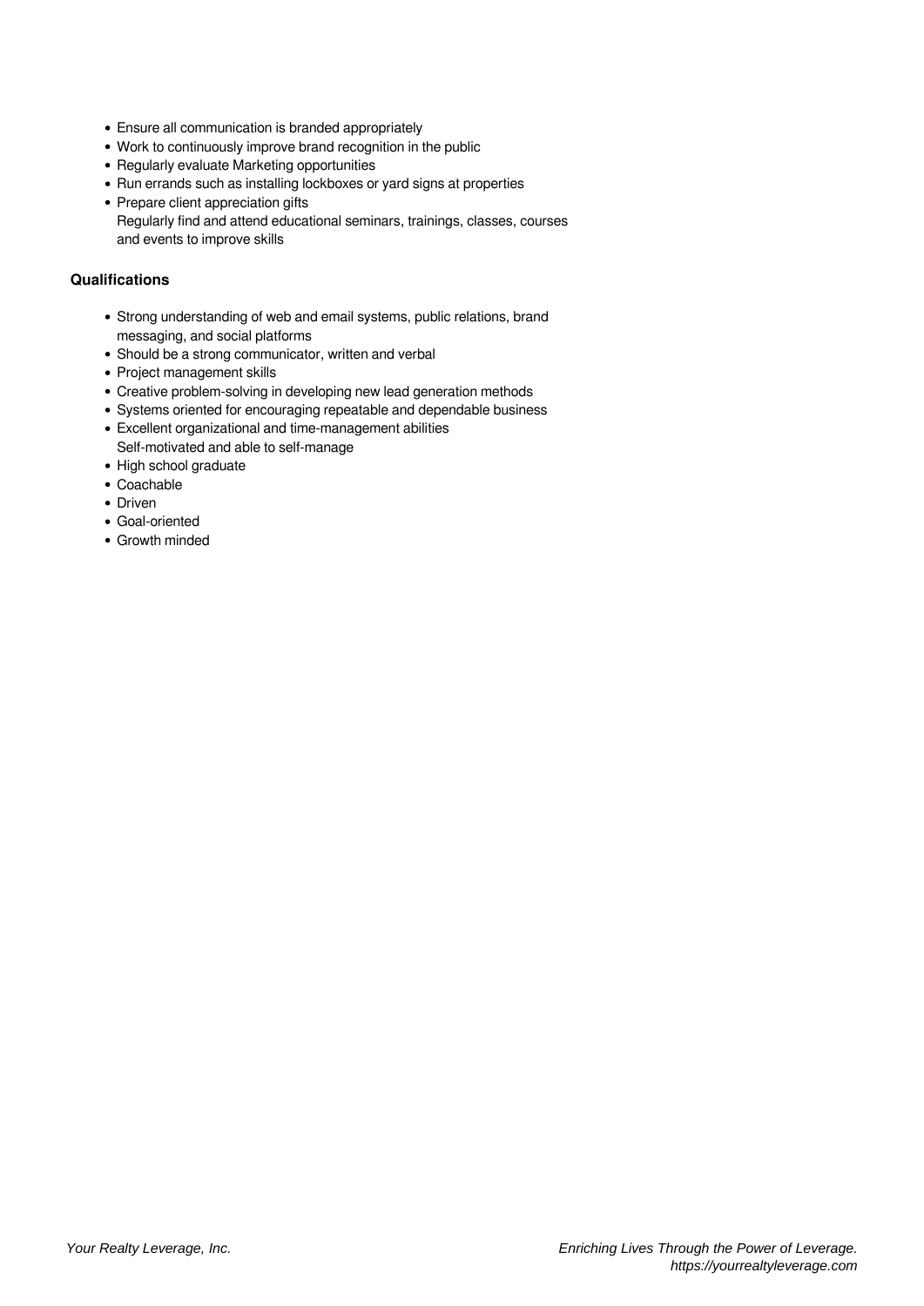- Ensure all communication is branded appropriately
- Work to continuously improve brand recognition in the public
- Regularly evaluate Marketing opportunities
- Run errands such as installing lockboxes or yard signs at properties
- Prepare client appreciation gifts
  Regularly find and attend educational seminars, trainings, classes, courses and events to improve skills

### Qualifications

- Strong understanding of web and email systems, public relations, brand messaging, and social platforms
- Should be a strong communicator, written and verbal
- Project management skills
- Creative problem-solving in developing new lead generation methods
- Systems oriented for encouraging repeatable and dependable business
- Excellent organizational and time-management abilities
  Self-motivated and able to self-manage
- High school graduate
- Coachable
- Driven
- Goal-oriented
- Growth minded